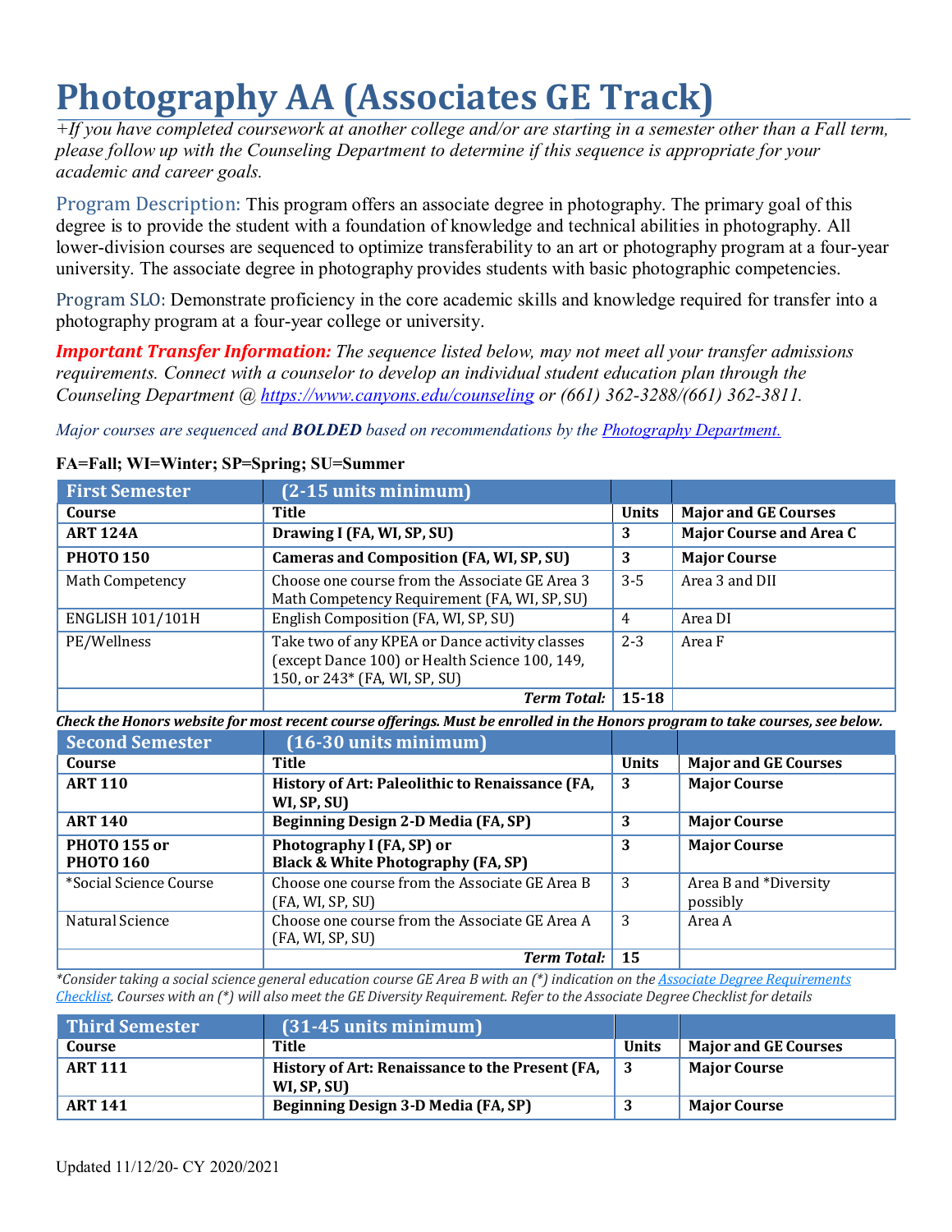# Photography AA (Associates GE Track)

*+If you have completed coursework at another college and/or are starting in a semester other than a Fall term, please follow up with the Counseling Department to determine if this sequence is appropriate for your academic and career goals.*

Program Description: This program offers an associate degree in photography. The primary goal of this degree is to provide the student with a foundation of knowledge and technical abilities in photography. All lower-division courses are sequenced to optimize transferability to an art or photography program at a four-year university. The associate degree in photography provides students with basic photographic competencies.

Program SLO: Demonstrate proficiency in the core academic skills and knowledge required for transfer into a photography program at a four-year college or university.

***Important Transfer Information:*** *The sequence listed below, may not meet all your transfer admissions requirements. Connect with a counselor to develop an individual student education plan through the Counseling Department @ [https://www.canyons.edu/counseling](https://www.canyons.edu/counseling) or (661) 362-3288/(661) 362-3811.*

*Major courses are sequenced and **BOLDED** based on recommendations by the [Photography Department.](#)*

**FA=Fall; WI=Winter; SP=Spring; SU=Summer**

| First Semester | (2-15 units minimum) | | |
|---|---|---|---|
| **Course** | **Title** | **Units** | **Major and GE Courses** |
| **ART 124A** | **Drawing I (FA, WI, SP, SU)** | **3** | **Major Course and Area C** |
| **PHOTO 150** | **Cameras and Composition (FA, WI, SP, SU)** | **3** | **Major Course** |
| Math Competency | Choose one course from the Associate GE Area 3 Math Competency Requirement (FA, WI, SP, SU) | 3-5 | Area 3 and DII |
| ENGLISH 101/101H | English Composition (FA, WI, SP, SU) | 4 | Area DI |
| PE/Wellness | Take two of any KPEA or Dance activity classes (except Dance 100) or Health Science 100, 149, 150, or 243* (FA, WI, SP, SU) | 2-3 | Area F |
| | ***Term Total:*** | **15-18** | |

***Check the Honors website for most recent course offerings. Must be enrolled in the Honors program to take courses, see below.***

| Second Semester | (16-30 units minimum) | | |
|---|---|---|---|
| **Course** | **Title** | **Units** | **Major and GE Courses** |
| **ART 110** | **History of Art: Paleolithic to Renaissance (FA, WI, SP, SU)** | **3** | **Major Course** |
| **ART 140** | **Beginning Design 2-D Media (FA, SP)** | **3** | **Major Course** |
| **PHOTO 155 or PHOTO 160** | **Photography I (FA, SP) or Black & White Photography (FA, SP)** | **3** | **Major Course** |
| *Social Science Course | Choose one course from the Associate GE Area B (FA, WI, SP, SU) | 3 | Area B and *Diversity possibly |
| Natural Science | Choose one course from the Associate GE Area A (FA, WI, SP, SU) | 3 | Area A |
| | ***Term Total:*** | **15** | |

*\*Consider taking a social science general education course GE Area B with an (\*) indication on the [Associate Degree Requirements Checklist](#). Courses with an (\*) will also meet the GE Diversity Requirement. Refer to the Associate Degree Checklist for details*

| Third Semester | (31-45 units minimum) | | |
|---|---|---|---|
| **Course** | **Title** | **Units** | **Major and GE Courses** |
| **ART 111** | **History of Art: Renaissance to the Present (FA, WI, SP, SU)** | **3** | **Major Course** |
| **ART 141** | **Beginning Design 3-D Media (FA, SP)** | **3** | **Major Course** |

Updated 11/12/20- CY 2020/2021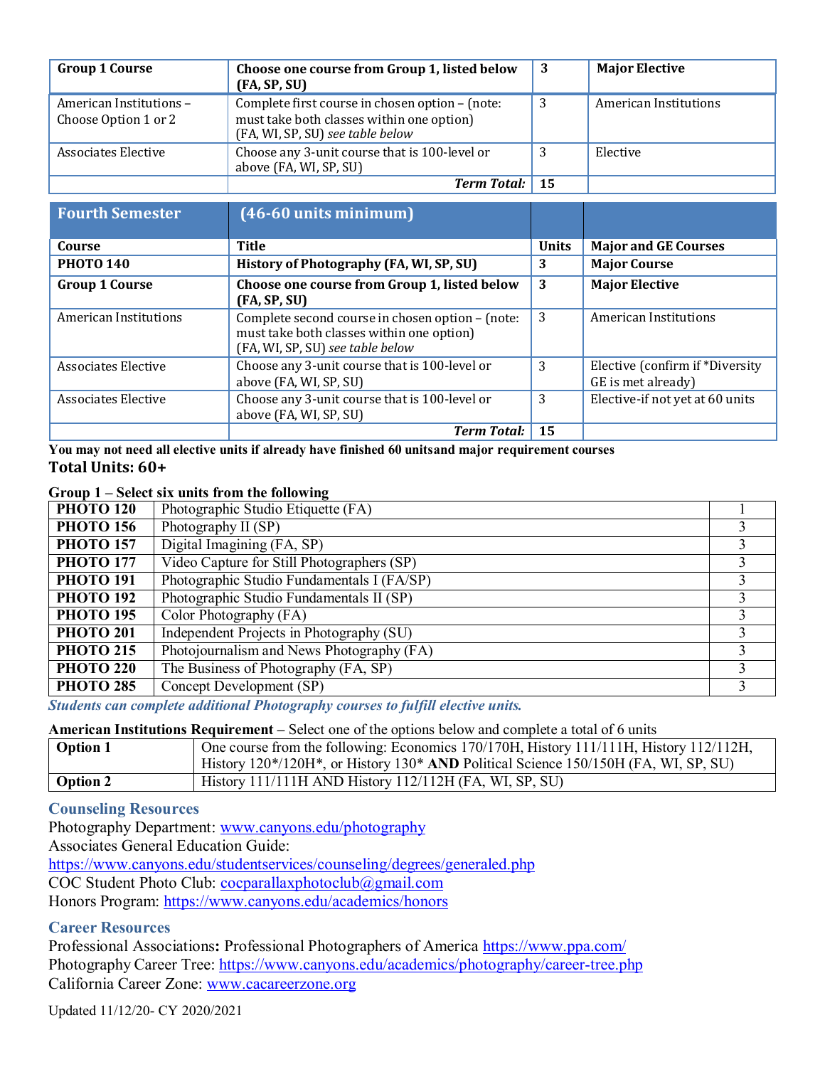| Group 1 Course | Choose one course from Group 1, listed below (FA, SP, SU) | 3 | Major Elective |
|---|---|---|---|
| American Institutions – Choose Option 1 or 2 | Complete first course in chosen option – (note: must take both classes within one option) (FA, WI, SP, SU) *see table below* | 3 | American Institutions |
| Associates Elective | Choose any 3-unit course that is 100-level or above (FA, WI, SP, SU) | 3 | Elective |
| | ***Term Total:*** | **15** | |

| **Fourth Semester** | **(46-60 units minimum)** | | |
|---|---|---|---|
| **Course** | **Title** | **Units** | **Major and GE Courses** |
| **PHOTO 140** | **History of Photography (FA, WI, SP, SU)** | **3** | **Major Course** |
| **Group 1 Course** | **Choose one course from Group 1, listed below (FA, SP, SU)** | **3** | **Major Elective** |
| American Institutions | Complete second course in chosen option – (note: must take both classes within one option) (FA, WI, SP, SU) *see table below* | 3 | American Institutions |
| Associates Elective | Choose any 3-unit course that is 100-level or above (FA, WI, SP, SU) | 3 | Elective (confirm if *Diversity GE is met already) |
| Associates Elective | Choose any 3-unit course that is 100-level or above (FA, WI, SP, SU) | 3 | Elective-if not yet at 60 units |
| | ***Term Total:*** | **15** | |

**You may not need all elective units if already have finished 60 unitsand major requirement courses**

**Total Units: 60+**

**Group 1 – Select six units from the following**

| | | |
|---|---|---|
| **PHOTO 120** | Photographic Studio Etiquette (FA) | 1 |
| **PHOTO 156** | Photography II (SP) | 3 |
| **PHOTO 157** | Digital Imaging (FA, SP) | 3 |
| **PHOTO 177** | Video Capture for Still Photographers (SP) | 3 |
| **PHOTO 191** | Photographic Studio Fundamentals I (FA/SP) | 3 |
| **PHOTO 192** | Photographic Studio Fundamentals II (SP) | 3 |
| **PHOTO 195** | Color Photography (FA) | 3 |
| **PHOTO 201** | Independent Projects in Photography (SU) | 3 |
| **PHOTO 215** | Photojournalism and News Photography (FA) | 3 |
| **PHOTO 220** | The Business of Photography (FA, SP) | 3 |
| **PHOTO 285** | Concept Development (SP) | 3 |

***Students can complete additional Photography courses to fulfill elective units.***

**American Institutions Requirement** – Select one of the options below and complete a total of 6 units

| | |
|---|---|
| **Option 1** | One course from the following: Economics 170/170H, History 111/111H, History 112/112H, History 120*/120H*, or History 130* **AND** Political Science 150/150H (FA, WI, SP, SU) |
| **Option 2** | History 111/111H AND History 112/112H (FA, WI, SP, SU) |

## Counseling Resources

Photography Department: www.canyons.edu/photography
Associates General Education Guide:
https://www.canyons.edu/studentservices/counseling/degrees/generaled.php
COC Student Photo Club: cocparallaxphotoclub@gmail.com
Honors Program: https://www.canyons.edu/academics/honors

## Career Resources

Professional Associations**:** Professional Photographers of America https://www.ppa.com/
Photography Career Tree: https://www.canyons.edu/academics/photography/career-tree.php
California Career Zone: www.cacareerzone.org

Updated 11/12/20- CY 2020/2021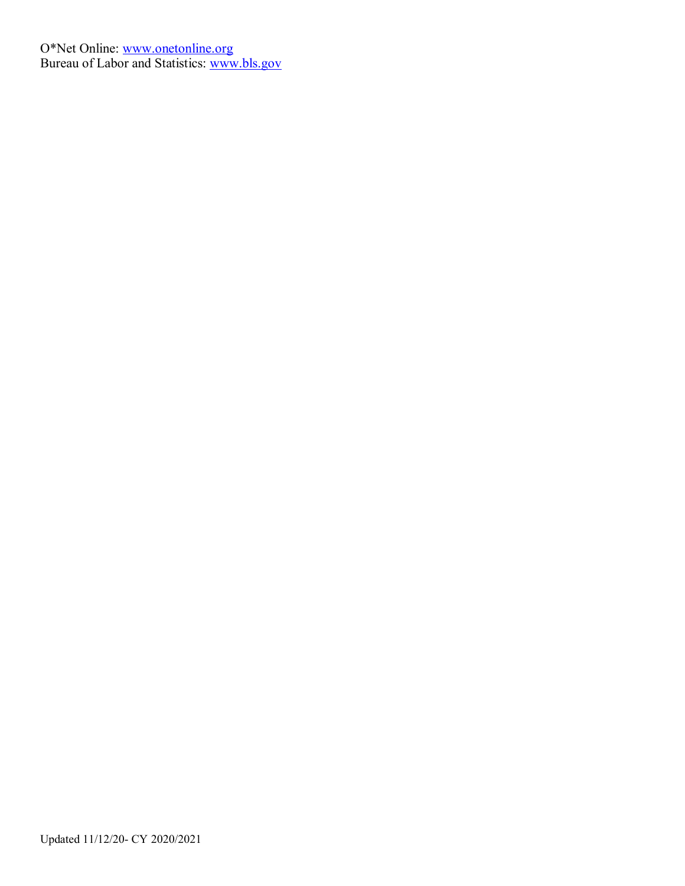O*Net Online: [www.onetonline.org](http://www.onetonline.org)
Bureau of Labor and Statistics: [www.bls.gov](http://www.bls.gov)

Updated 11/12/20- CY 2020/2021